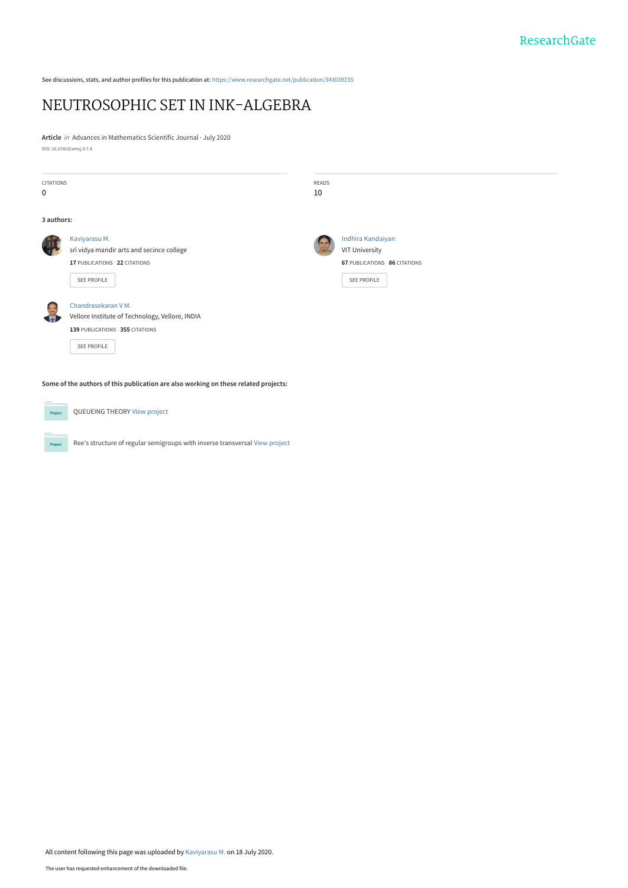See discussions, stats, and author profiles for this publication at: https://www.researchgate.net/publication/343039235

# NEUTROSOPHIC SET IN INK-ALGEBRA

**Article** *in* Advances in Mathematics Scientific Journal · July 2020

DOI: 10.37418/amsj.9.7.4

| CITATIONS | READS |
|---|---|
| 0 | 10 |

**3 authors:**

**Kaviyarasu M.**
sri vidya mandir arts and secince college
17 PUBLICATIONS 22 CITATIONS
SEE PROFILE

**Indhira Kandaiyan**
VIT University
67 PUBLICATIONS 86 CITATIONS
SEE PROFILE

**Chandrasekaran V M.**
Vellore Institute of Technology, Vellore, INDIA
139 PUBLICATIONS 355 CITATIONS
SEE PROFILE

**Some of the authors of this publication are also working on these related projects:**

QUEUEING THEORY View project

Ree's structure of regular semigroups with inverse transversal View project

All content following this page was uploaded by Kaviyarasu M. on 18 July 2020.

The user has requested enhancement of the downloaded file.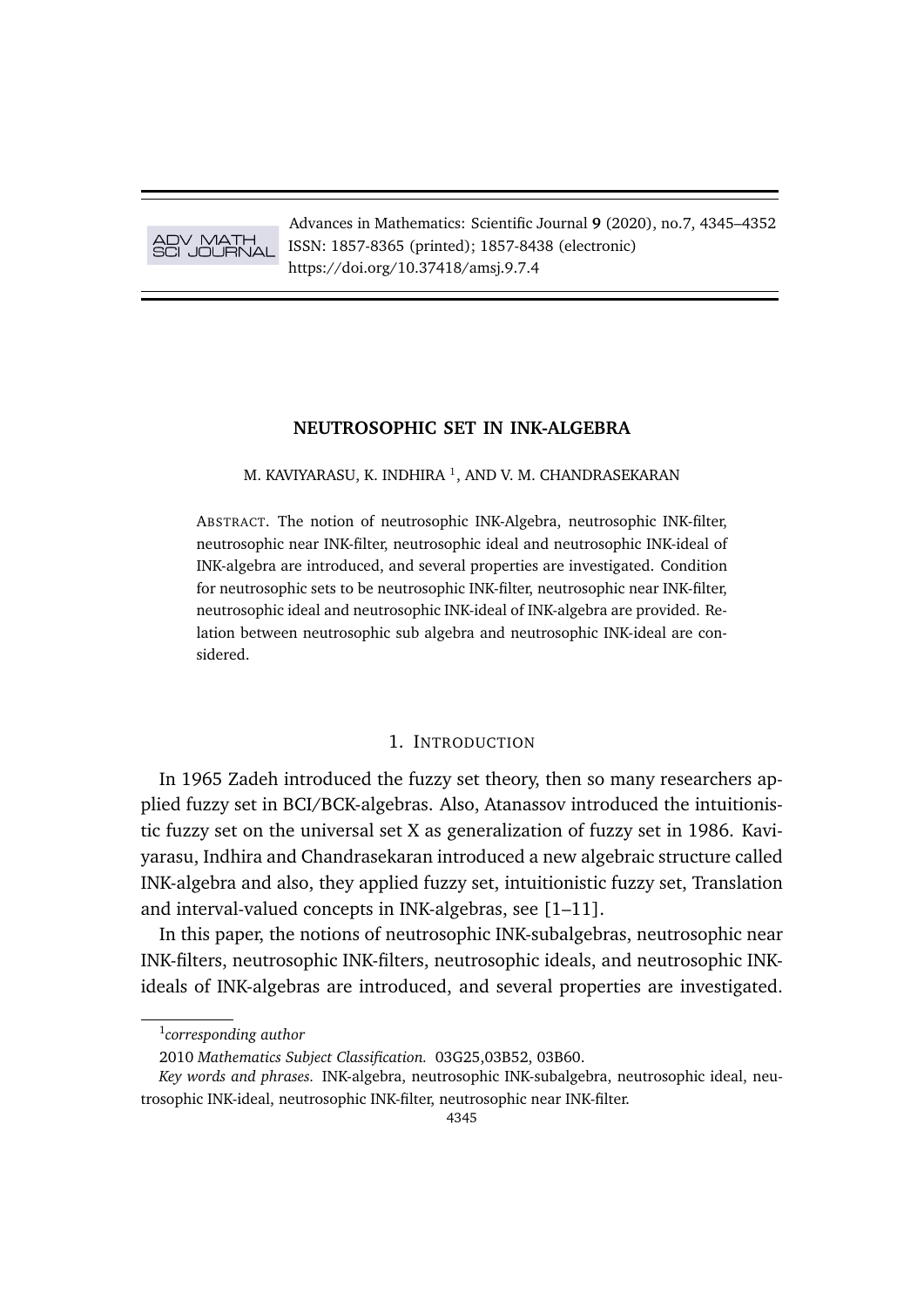# NEUTROSOPHIC SET IN INK-ALGEBRA

M. KAVIYARASU, K. INDHIRA [1], AND V. M. CHANDRASEKARAN

ABSTRACT. The notion of neutrosophic INK-Algebra, neutrosophic INK-filter, neutrosophic near INK-filter, neutrosophic ideal and neutrosophic INK-ideal of INK-algebra are introduced, and several properties are investigated. Condition for neutrosophic sets to be neutrosophic INK-filter, neutrosophic near INK-filter, neutrosophic ideal and neutrosophic INK-ideal of INK-algebra are provided. Relation between neutrosophic sub algebra and neutrosophic INK-ideal are considered.

## 1. INTRODUCTION

In 1965 Zadeh introduced the fuzzy set theory, then so many researchers applied fuzzy set in BCI/BCK-algebras. Also, Atanassov introduced the intuitionistic fuzzy set on the universal set X as generalization of fuzzy set in 1986. Kaviyarasu, Indhira and Chandrasekaran introduced a new algebraic structure called INK-algebra and also, they applied fuzzy set, intuitionistic fuzzy set, Translation and interval-valued concepts in INK-algebras, see [1–11].

In this paper, the notions of neutrosophic INK-subalgebras, neutrosophic near INK-filters, neutrosophic INK-filters, neutrosophic ideals, and neutrosophic INK-ideals of INK-algebras are introduced, and several properties are investigated.

---

[1] *corresponding author*

2010 *Mathematics Subject Classification.* 03G25,03B52, 03B60.

*Key words and phrases.* INK-algebra, neutrosophic INK-subalgebra, neutrosophic ideal, neutrosophic INK-ideal, neutrosophic INK-filter, neutrosophic near INK-filter.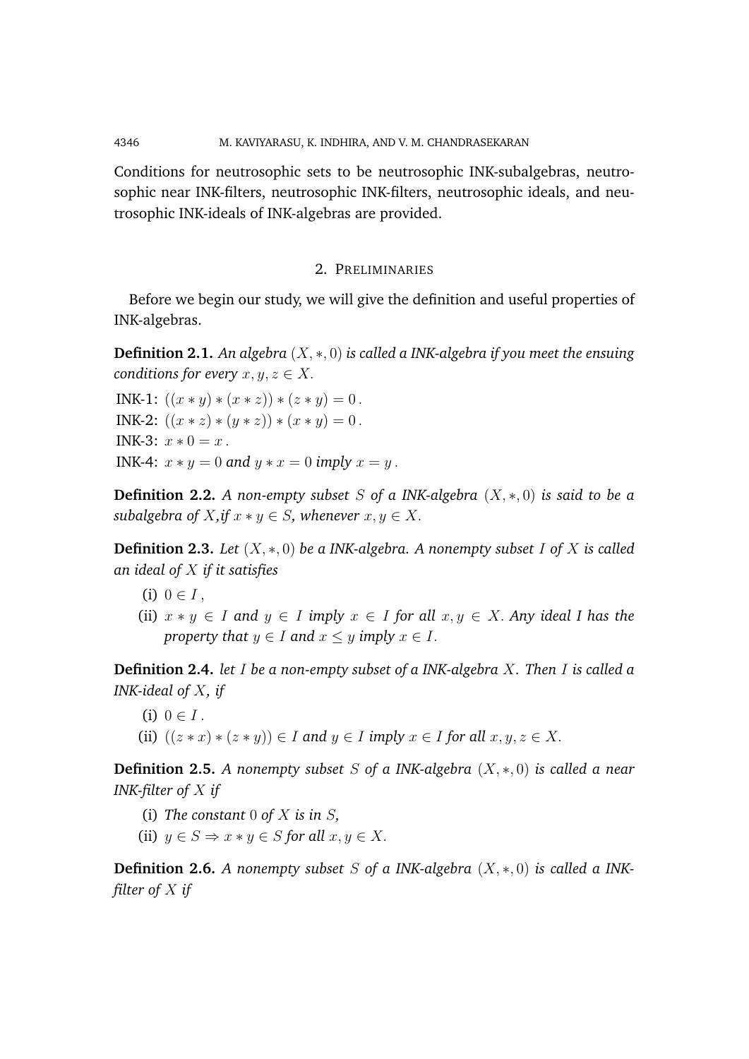Conditions for neutrosophic sets to be neutrosophic INK-subalgebras, neutrosophic near INK-filters, neutrosophic INK-filters, neutrosophic ideals, and neutrosophic INK-ideals of INK-algebras are provided.

## 2. Preliminaries

Before we begin our study, we will give the definition and useful properties of INK-algebras.

**Definition 2.1.** *An algebra $(X, *, 0)$ is called a INK-algebra if you meet the ensuing conditions for every $x, y, z \in X$.*

INK-1: $((x * y) * (x * z)) * (z * y) = 0$.
INK-2: $((x * z) * (y * z)) * (x * y) = 0$.
INK-3: $x * 0 = x$.
INK-4: $x * y = 0$ *and* $y * x = 0$ *imply* $x = y$.

**Definition 2.2.** *A non-empty subset $S$ of a INK-algebra $(X, *, 0)$ is said to be a subalgebra of $X$,if $x * y \in S$, whenever $x, y \in X$.*

**Definition 2.3.** *Let $(X, *, 0)$ be a INK-algebra. A nonempty subset $I$ of $X$ is called an ideal of $X$ if it satisfies*

(i) $0 \in I$,
(ii) $x * y \in I$ *and* $y \in I$ *imply* $x \in I$ *for all* $x, y \in X$. *Any ideal I has the property that* $y \in I$ *and* $x \leq y$ *imply* $x \in I$.

**Definition 2.4.** *let $I$ be a non-empty subset of a INK-algebra $X$. Then $I$ is called a INK-ideal of $X$, if*

(i) $0 \in I$.
(ii) $((z * x) * (z * y)) \in I$ *and* $y \in I$ *imply* $x \in I$ *for all* $x, y, z \in X$.

**Definition 2.5.** *A nonempty subset $S$ of a INK-algebra $(X, *, 0)$ is called a near INK-filter of $X$ if*

(i) *The constant* $0$ *of* $X$ *is in* $S$,
(ii) $y \in S \Rightarrow x * y \in S$ *for all* $x, y \in X$.

**Definition 2.6.** *A nonempty subset $S$ of a INK-algebra $(X, *, 0)$ is called a INK-filter of $X$ if*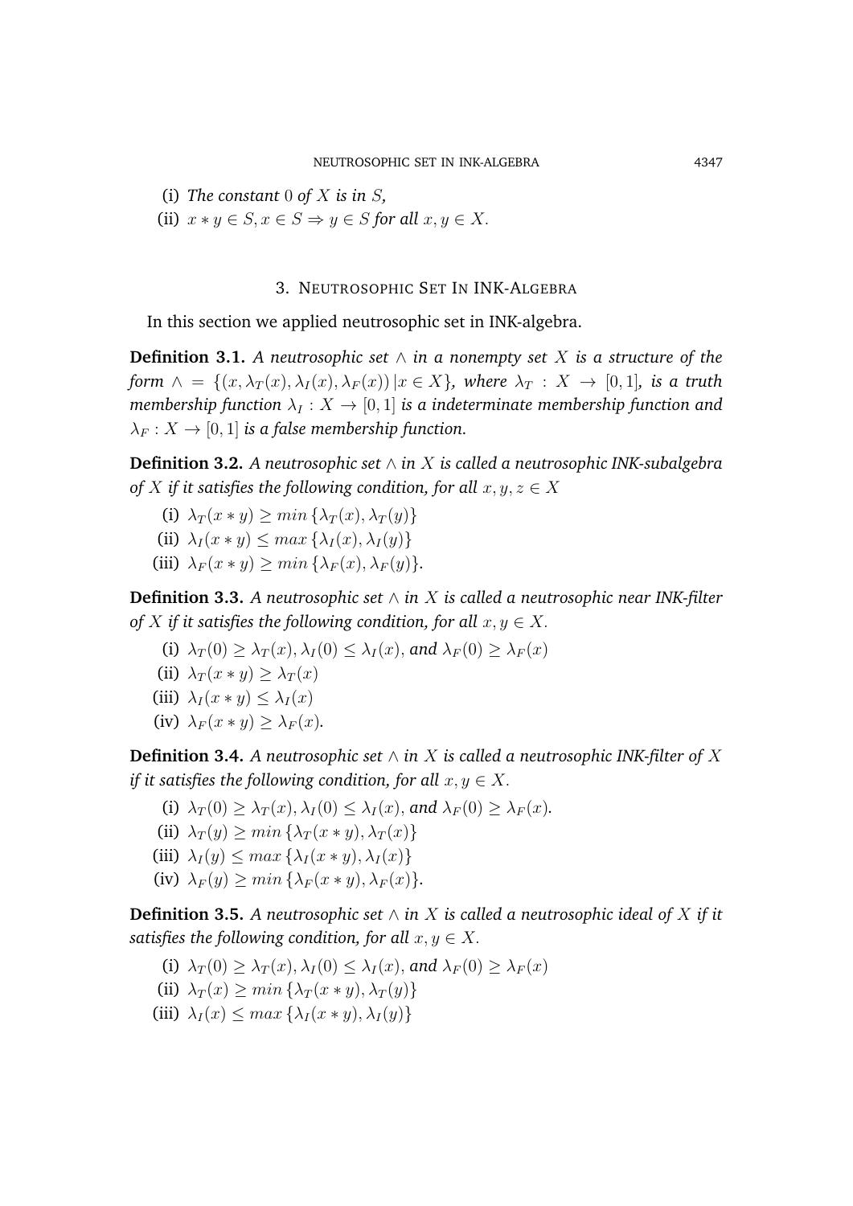(i) *The constant* $0$ *of* $X$ *is in* $S$,

(ii) $x * y \in S, x \in S \Rightarrow y \in S$ *for all* $x, y \in X$.

## 3. Neutrosophic Set In INK-Algebra

In this section we applied neutrosophic set in INK-algebra.

**Definition 3.1.** *A neutrosophic set* $\wedge$ *in a nonempty set* $X$ *is a structure of the form* $\wedge = \{(x, \lambda_T(x), \lambda_I(x), \lambda_F(x)) \,|x \in X\}$, *where* $\lambda_T : X \to [0,1]$, *is a truth membership function* $\lambda_I : X \to [0,1]$ *is a indeterminate membership function and* $\lambda_F : X \to [0,1]$ *is a false membership function.*

**Definition 3.2.** *A neutrosophic set* $\wedge$ *in* $X$ *is called a neutrosophic INK-subalgebra of* $X$ *if it satisfies the following condition, for all* $x, y, z \in X$

(i) $\lambda_T(x * y) \geq min\,\{\lambda_T(x), \lambda_T(y)\}$

(ii) $\lambda_I(x * y) \leq max\,\{\lambda_I(x), \lambda_I(y)\}$

(iii) $\lambda_F(x * y) \geq min\,\{\lambda_F(x), \lambda_F(y)\}$.

**Definition 3.3.** *A neutrosophic set* $\wedge$ *in* $X$ *is called a neutrosophic near INK-filter of* $X$ *if it satisfies the following condition, for all* $x, y \in X$.

(i) $\lambda_T(0) \geq \lambda_T(x), \lambda_I(0) \leq \lambda_I(x)$, *and* $\lambda_F(0) \geq \lambda_F(x)$

(ii) $\lambda_T(x * y) \geq \lambda_T(x)$

(iii) $\lambda_I(x * y) \leq \lambda_I(x)$

(iv) $\lambda_F(x * y) \geq \lambda_F(x)$.

**Definition 3.4.** *A neutrosophic set* $\wedge$ *in* $X$ *is called a neutrosophic INK-filter of* $X$ *if it satisfies the following condition, for all* $x, y \in X$.

(i) $\lambda_T(0) \geq \lambda_T(x), \lambda_I(0) \leq \lambda_I(x)$, *and* $\lambda_F(0) \geq \lambda_F(x)$.

(ii) $\lambda_T(y) \geq min\,\{\lambda_T(x * y), \lambda_T(x)\}$

(iii) $\lambda_I(y) \leq max\,\{\lambda_I(x * y), \lambda_I(x)\}$

(iv) $\lambda_F(y) \geq min\,\{\lambda_F(x * y), \lambda_F(x)\}$.

**Definition 3.5.** *A neutrosophic set* $\wedge$ *in* $X$ *is called a neutrosophic ideal of* $X$ *if it satisfies the following condition, for all* $x, y \in X$.

(i) $\lambda_T(0) \geq \lambda_T(x), \lambda_I(0) \leq \lambda_I(x)$, *and* $\lambda_F(0) \geq \lambda_F(x)$

(ii) $\lambda_T(x) \geq min\,\{\lambda_T(x * y), \lambda_T(y)\}$

(iii) $\lambda_I(x) \leq max\,\{\lambda_I(x * y), \lambda_I(y)\}$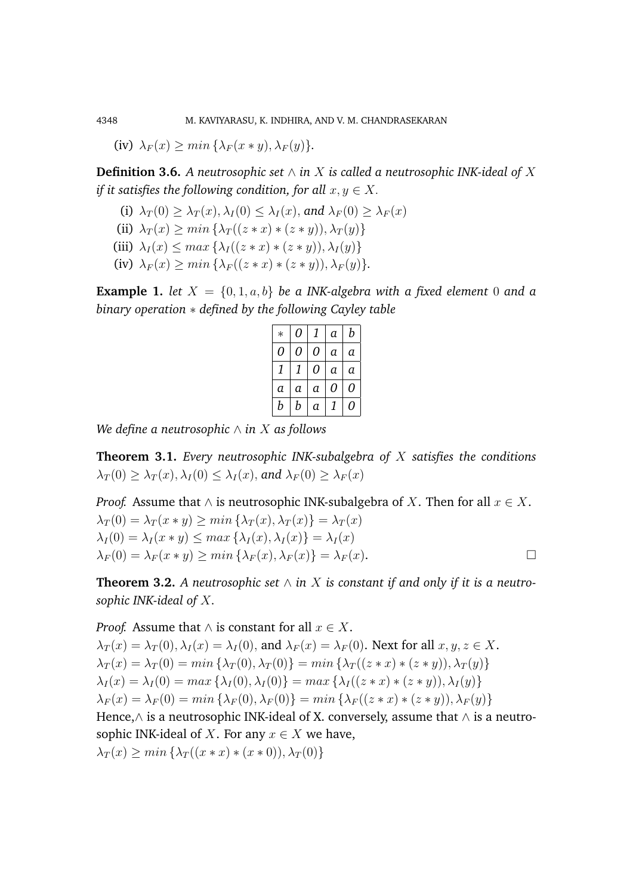(iv) $\lambda_F(x) \geq min\{\lambda_F(x * y), \lambda_F(y)\}$.

**Definition 3.6.** *A neutrosophic set $\wedge$ in $X$ is called a neutrosophic INK-ideal of $X$ if it satisfies the following condition, for all $x, y \in X$.*

(i) $\lambda_T(0) \geq \lambda_T(x), \lambda_I(0) \leq \lambda_I(x)$, *and* $\lambda_F(0) \geq \lambda_F(x)$

(ii) $\lambda_T(x) \geq min\{\lambda_T((z * x) * (z * y)), \lambda_T(y)\}$

(iii) $\lambda_I(x) \leq max\{\lambda_I((z * x) * (z * y)), \lambda_I(y)\}$

(iv) $\lambda_F(x) \geq min\{\lambda_F((z * x) * (z * y)), \lambda_F(y)\}$.

**Example 1.** *let $X = \{0, 1, a, b\}$ be a INK-algebra with a fixed element 0 and a binary operation $*$ defined by the following Cayley table*

| $*$ | 0 | 1 | a | b |
|---|---|---|---|---|
| 0 | 0 | 0 | a | a |
| 1 | 1 | 0 | a | a |
| a | a | a | 0 | 0 |
| b | b | a | 1 | 0 |

*We define a neutrosophic $\wedge$ in $X$ as follows*

**Theorem 3.1.** *Every neutrosophic INK-subalgebra of $X$ satisfies the conditions $\lambda_T(0) \geq \lambda_T(x), \lambda_I(0) \leq \lambda_I(x)$, and $\lambda_F(0) \geq \lambda_F(x)$*

*Proof.* Assume that $\wedge$ is neutrosophic INK-subalgebra of $X$. Then for all $x \in X$.
$\lambda_T(0) = \lambda_T(x * y) \geq min\{\lambda_T(x), \lambda_T(x)\} = \lambda_T(x)$
$\lambda_I(0) = \lambda_I(x * y) \leq max\{\lambda_I(x), \lambda_I(x)\} = \lambda_I(x)$
$\lambda_F(0) = \lambda_F(x * y) \geq min\{\lambda_F(x), \lambda_F(x)\} = \lambda_F(x)$. □

**Theorem 3.2.** *A neutrosophic set $\wedge$ in $X$ is constant if and only if it is a neutrosophic INK-ideal of $X$.*

*Proof.* Assume that $\wedge$ is constant for all $x \in X$.
$\lambda_T(x) = \lambda_T(0), \lambda_I(x) = \lambda_I(0)$, and $\lambda_F(x) = \lambda_F(0)$. Next for all $x, y, z \in X$.
$\lambda_T(x) = \lambda_T(0) = min\{\lambda_T(0), \lambda_T(0)\} = min\{\lambda_T((z * x) * (z * y)), \lambda_T(y)\}$
$\lambda_I(x) = \lambda_I(0) = max\{\lambda_I(0), \lambda_I(0)\} = max\{\lambda_I((z * x) * (z * y)), \lambda_I(y)\}$
$\lambda_F(x) = \lambda_F(0) = min\{\lambda_F(0), \lambda_F(0)\} = min\{\lambda_F((z * x) * (z * y)), \lambda_F(y)\}$
Hence,$\wedge$ is a neutrosophic INK-ideal of X. conversely, assume that $\wedge$ is a neutrosophic INK-ideal of $X$. For any $x \in X$ we have,
$\lambda_T(x) \geq min\{\lambda_T((x * x) * (x * 0)), \lambda_T(0)\}$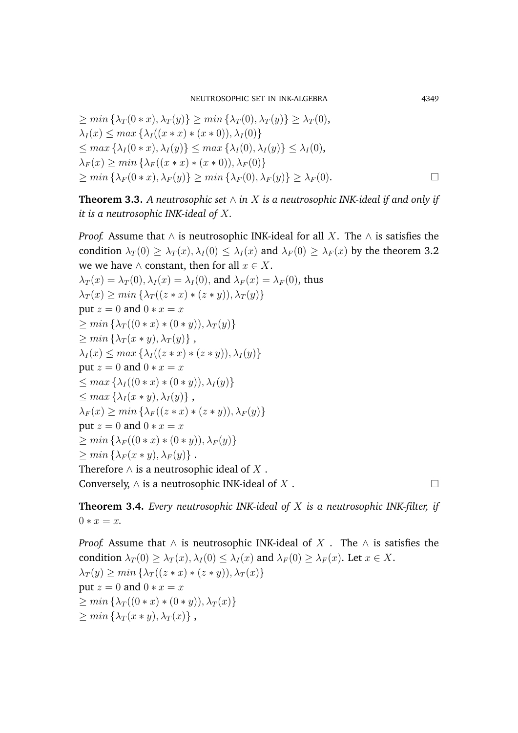$\geq min\{\lambda_T(0 * x), \lambda_T(y)\} \geq min\{\lambda_T(0), \lambda_T(y)\} \geq \lambda_T(0)$,
$\lambda_I(x) \leq max\{\lambda_I((x * x) * (x * 0)), \lambda_I(0)\}$
$\leq max\{\lambda_I(0 * x), \lambda_I(y)\} \leq max\{\lambda_I(0), \lambda_I(y)\} \leq \lambda_I(0)$,
$\lambda_F(x) \geq min\{\lambda_F((x * x) * (x * 0)), \lambda_F(0)\}$
$\geq min\{\lambda_F(0 * x), \lambda_F(y)\} \geq min\{\lambda_F(0), \lambda_F(y)\} \geq \lambda_F(0)$. □

**Theorem 3.3.** *A neutrosophic set $\wedge$ in $X$ is a neutrosophic INK-ideal if and only if it is a neutrosophic INK-ideal of $X$.*

*Proof.* Assume that $\wedge$ is neutrosophic INK-ideal for all $X$. The $\wedge$ is satisfies the condition $\lambda_T(0) \geq \lambda_T(x), \lambda_I(0) \leq \lambda_I(x)$ and $\lambda_F(0) \geq \lambda_F(x)$ by the theorem 3.2 we we have $\wedge$ constant, then for all $x \in X$.
$\lambda_T(x) = \lambda_T(0), \lambda_I(x) = \lambda_I(0)$, and $\lambda_F(x) = \lambda_F(0)$, thus
$\lambda_T(x) \geq min\{\lambda_T((z * x) * (z * y)), \lambda_T(y)\}$
put $z = 0$ and $0 * x = x$
$\geq min\{\lambda_T((0 * x) * (0 * y)), \lambda_T(y)\}$
$\geq min\{\lambda_T(x * y), \lambda_T(y)\}$ ,
$\lambda_I(x) \leq max\{\lambda_I((z * x) * (z * y)), \lambda_I(y)\}$
put $z = 0$ and $0 * x = x$
$\leq max\{\lambda_I((0 * x) * (0 * y)), \lambda_I(y)\}$
$\leq max\{\lambda_I(x * y), \lambda_I(y)\}$ ,
$\lambda_F(x) \geq min\{\lambda_F((z * x) * (z * y)), \lambda_F(y)\}$
put $z = 0$ and $0 * x = x$
$\geq min\{\lambda_F((0 * x) * (0 * y)), \lambda_F(y)\}$
$\geq min\{\lambda_F(x * y), \lambda_F(y)\}$ .
Therefore $\wedge$ is a neutrosophic ideal of $X$ .
Conversely, $\wedge$ is a neutrosophic INK-ideal of $X$ . □

**Theorem 3.4.** *Every neutrosophic INK-ideal of $X$ is a neutrosophic INK-filter, if $0 * x = x$.*

*Proof.* Assume that $\wedge$ is neutrosophic INK-ideal of $X$ . The $\wedge$ is satisfies the condition $\lambda_T(0) \geq \lambda_T(x), \lambda_I(0) \leq \lambda_I(x)$ and $\lambda_F(0) \geq \lambda_F(x)$. Let $x \in X$.
$\lambda_T(y) \geq min\{\lambda_T((z * x) * (z * y)), \lambda_T(x)\}$
put $z = 0$ and $0 * x = x$
$\geq min\{\lambda_T((0 * x) * (0 * y)), \lambda_T(x)\}$
$\geq min\{\lambda_T(x * y), \lambda_T(x)\}$ ,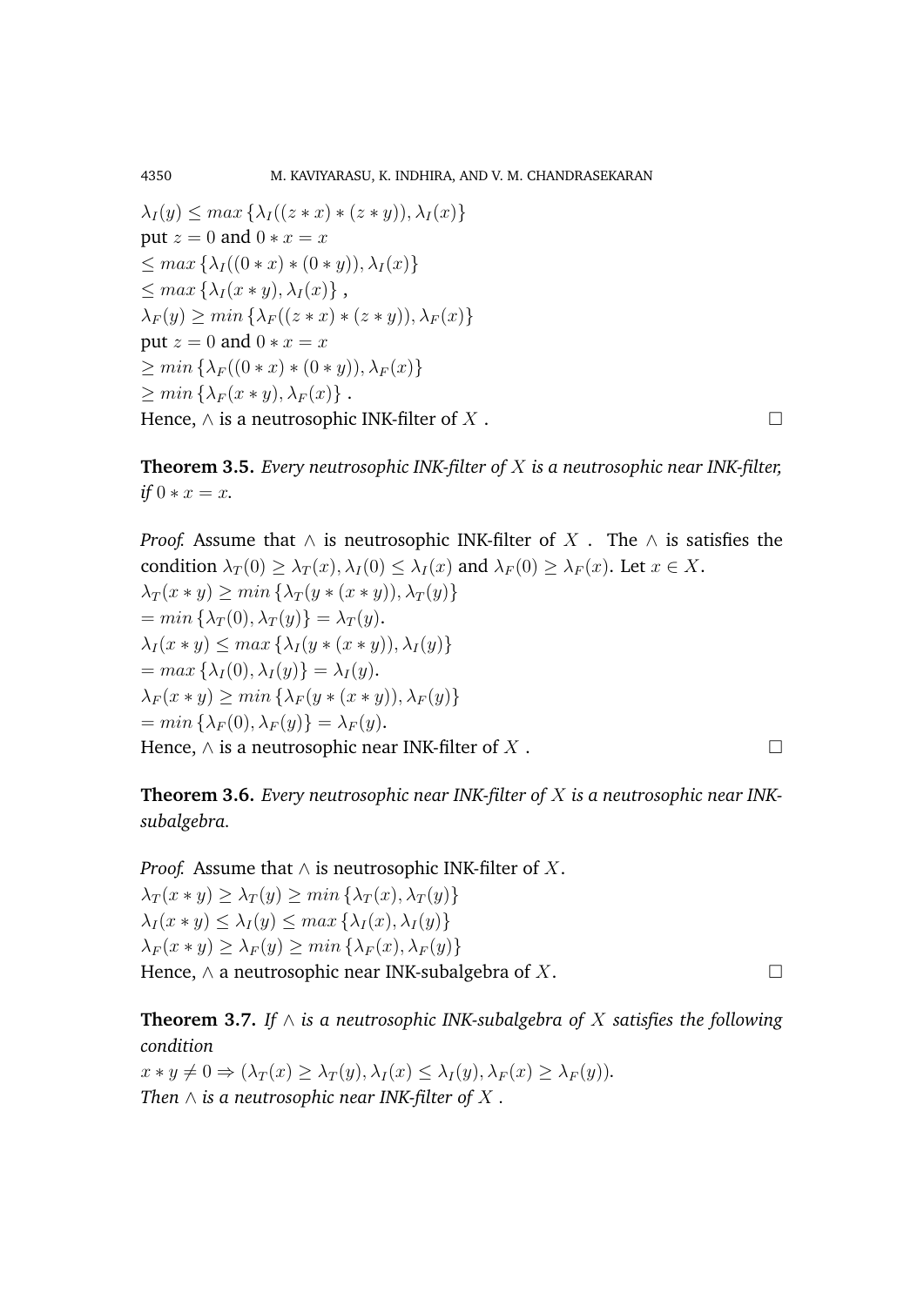$\lambda_I(y) \leq max\{\lambda_I((z*x)*(z*y)), \lambda_I(x)\}$
put $z = 0$ and $0 * x = x$
$\leq max\{\lambda_I((0*x)*(0*y)), \lambda_I(x)\}$
$\leq max\{\lambda_I(x*y), \lambda_I(x)\}$ ,
$\lambda_F(y) \geq min\{\lambda_F((z*x)*(z*y)), \lambda_F(x)\}$
put $z = 0$ and $0 * x = x$
$\geq min\{\lambda_F((0*x)*(0*y)), \lambda_F(x)\}$
$\geq min\{\lambda_F(x*y), \lambda_F(x)\}$ .
Hence, $\wedge$ is a neutrosophic INK-filter of $X$ . □

**Theorem 3.5.** *Every neutrosophic INK-filter of $X$ is a neutrosophic near INK-filter, if $0 * x = x$.*

*Proof.* Assume that $\wedge$ is neutrosophic INK-filter of $X$ . The $\wedge$ is satisfies the condition $\lambda_T(0) \geq \lambda_T(x), \lambda_I(0) \leq \lambda_I(x)$ and $\lambda_F(0) \geq \lambda_F(x)$. Let $x \in X$.
$\lambda_T(x*y) \geq min\{\lambda_T(y*(x*y)), \lambda_T(y)\}$
$= min\{\lambda_T(0), \lambda_T(y)\} = \lambda_T(y)$.
$\lambda_I(x*y) \leq max\{\lambda_I(y*(x*y)), \lambda_I(y)\}$
$= max\{\lambda_I(0), \lambda_I(y)\} = \lambda_I(y)$.
$\lambda_F(x*y) \geq min\{\lambda_F(y*(x*y)), \lambda_F(y)\}$
$= min\{\lambda_F(0), \lambda_F(y)\} = \lambda_F(y)$.
Hence, $\wedge$ is a neutrosophic near INK-filter of $X$ . □

**Theorem 3.6.** *Every neutrosophic near INK-filter of $X$ is a neutrosophic near INK-subalgebra.*

*Proof.* Assume that $\wedge$ is neutrosophic INK-filter of $X$.
$\lambda_T(x*y) \geq \lambda_T(y) \geq min\{\lambda_T(x), \lambda_T(y)\}$
$\lambda_I(x*y) \leq \lambda_I(y) \leq max\{\lambda_I(x), \lambda_I(y)\}$
$\lambda_F(x*y) \geq \lambda_F(y) \geq min\{\lambda_F(x), \lambda_F(y)\}$
Hence, $\wedge$ a neutrosophic near INK-subalgebra of $X$. □

**Theorem 3.7.** *If $\wedge$ is a neutrosophic INK-subalgebra of $X$ satisfies the following condition*
$x * y \neq 0 \Rightarrow (\lambda_T(x) \geq \lambda_T(y), \lambda_I(x) \leq \lambda_I(y), \lambda_F(x) \geq \lambda_F(y))$.
*Then $\wedge$ is a neutrosophic near INK-filter of $X$ .*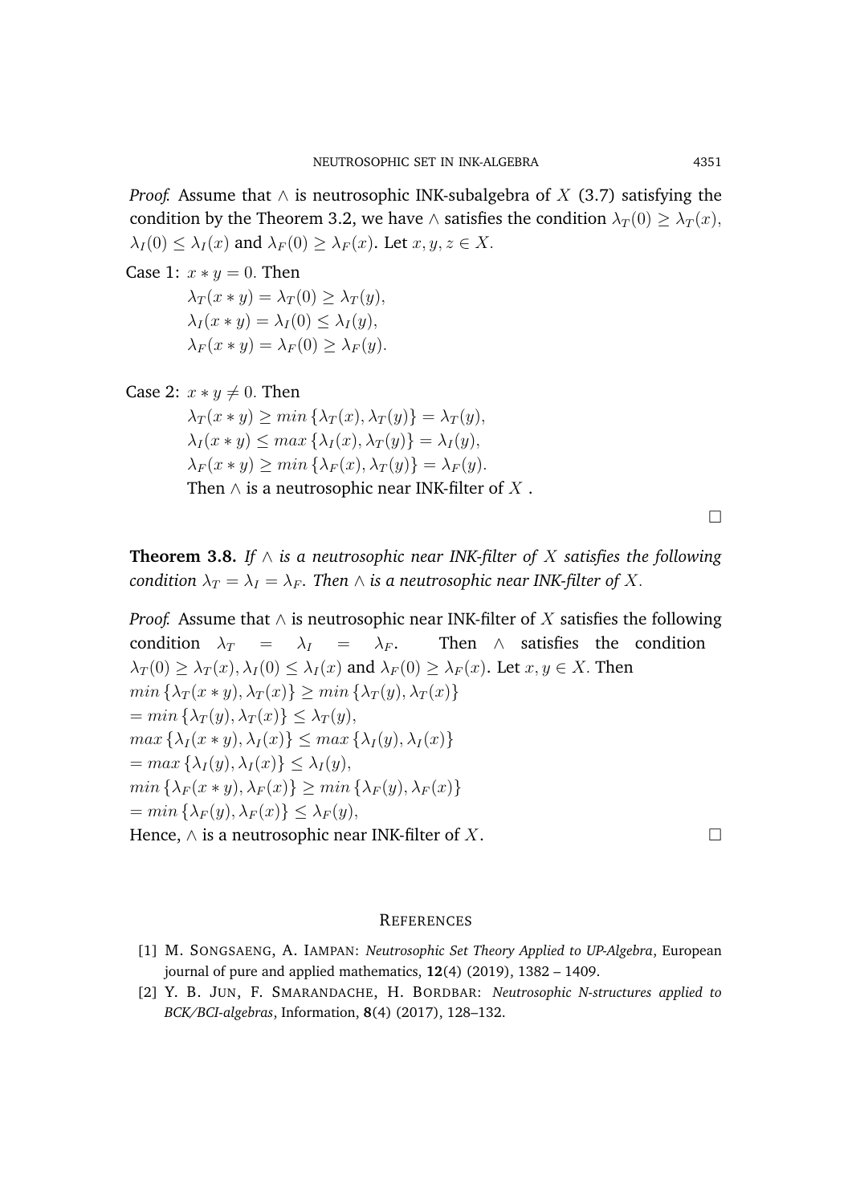*Proof.* Assume that $\wedge$ is neutrosophic INK-subalgebra of $X$ (3.7) satisfying the condition by the Theorem 3.2, we have $\wedge$ satisfies the condition $\lambda_T(0) \geq \lambda_T(x)$, $\lambda_I(0) \leq \lambda_I(x)$ and $\lambda_F(0) \geq \lambda_F(x)$. Let $x, y, z \in X$.

Case 1: $x * y = 0$. Then

$$\lambda_T(x * y) = \lambda_T(0) \geq \lambda_T(y),$$
$$\lambda_I(x * y) = \lambda_I(0) \leq \lambda_I(y),$$
$$\lambda_F(x * y) = \lambda_F(0) \geq \lambda_F(y).$$

Case 2: $x * y \neq 0$. Then

$$\lambda_T(x * y) \geq min\{\lambda_T(x), \lambda_T(y)\} = \lambda_T(y),$$
$$\lambda_I(x * y) \leq max\{\lambda_I(x), \lambda_T(y)\} = \lambda_I(y),$$
$$\lambda_F(x * y) \geq min\{\lambda_F(x), \lambda_T(y)\} = \lambda_F(y).$$

Then $\wedge$ is a neutrosophic near INK-filter of $X$ .

□

**Theorem 3.8.** *If $\wedge$ is a neutrosophic near INK-filter of $X$ satisfies the following condition $\lambda_T = \lambda_I = \lambda_F$. Then $\wedge$ is a neutrosophic near INK-filter of $X$.*

*Proof.* Assume that $\wedge$ is neutrosophic near INK-filter of $X$ satisfies the following condition $\lambda_T = \lambda_I = \lambda_F$. Then $\wedge$ satisfies the condition $\lambda_T(0) \geq \lambda_T(x), \lambda_I(0) \leq \lambda_I(x)$ and $\lambda_F(0) \geq \lambda_F(x)$. Let $x, y \in X$. Then

$min\{\lambda_T(x * y), \lambda_T(x)\} \geq min\{\lambda_T(y), \lambda_T(x)\}$
$= min\{\lambda_T(y), \lambda_T(x)\} \leq \lambda_T(y)$,
$max\{\lambda_I(x * y), \lambda_I(x)\} \leq max\{\lambda_I(y), \lambda_I(x)\}$
$= max\{\lambda_I(y), \lambda_I(x)\} \leq \lambda_I(y)$,
$min\{\lambda_F(x * y), \lambda_F(x)\} \geq min\{\lambda_F(y), \lambda_F(x)\}$
$= min\{\lambda_F(y), \lambda_F(x)\} \leq \lambda_F(y)$,

Hence, $\wedge$ is a neutrosophic near INK-filter of $X$. □

## References

[1] M. Songsaeng, A. Iampan: *Neutrosophic Set Theory Applied to UP-Algebra*, European journal of pure and applied mathematics, **12**(4) (2019), 1382 – 1409.

[2] Y. B. Jun, F. Smarandache, H. Bordbar: *Neutrosophic N-structures applied to BCK/BCI-algebras*, Information, **8**(4) (2017), 128–132.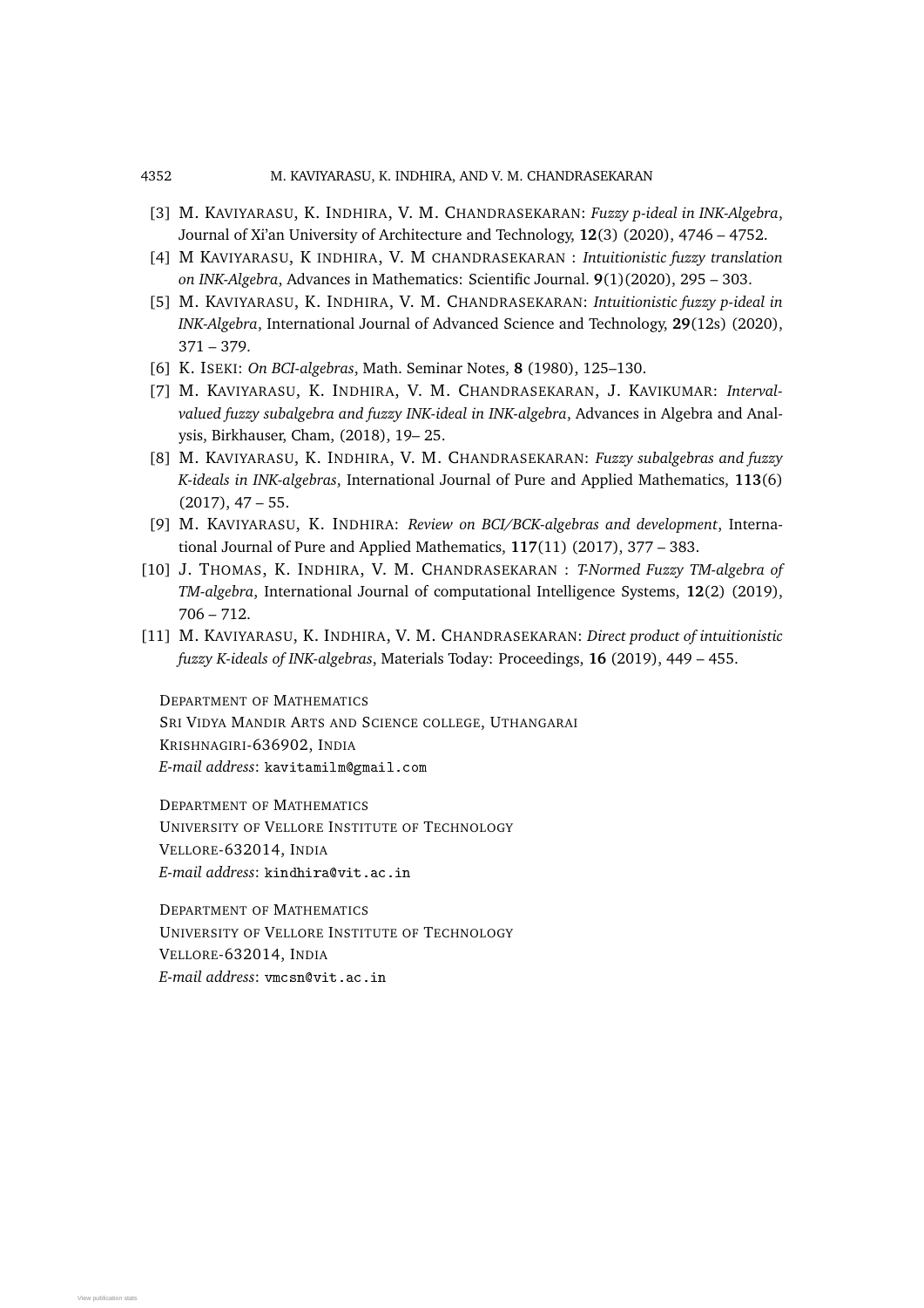[3] M. Kaviyarasu, K. Indhira, V. M. Chandrasekaran: *Fuzzy p-ideal in INK-Algebra*, Journal of Xi'an University of Architecture and Technology, **12**(3) (2020), 4746 – 4752.

[4] M Kaviyarasu, K indhira, V. M chandrasekaran : *Intuitionistic fuzzy translation on INK-Algebra*, Advances in Mathematics: Scientific Journal. **9**(1)(2020), 295 – 303.

[5] M. Kaviyarasu, K. Indhira, V. M. Chandrasekaran: *Intuitionistic fuzzy p-ideal in INK-Algebra*, International Journal of Advanced Science and Technology, **29**(12s) (2020), 371 – 379.

[6] K. Iseki: *On BCI-algebras*, Math. Seminar Notes, **8** (1980), 125–130.

[7] M. Kaviyarasu, K. Indhira, V. M. Chandrasekaran, J. Kavikumar: *Interval-valued fuzzy subalgebra and fuzzy INK-ideal in INK-algebra*, Advances in Algebra and Analysis, Birkhauser, Cham, (2018), 19– 25.

[8] M. Kaviyarasu, K. Indhira, V. M. Chandrasekaran: *Fuzzy subalgebras and fuzzy K-ideals in INK-algebras*, International Journal of Pure and Applied Mathematics, **113**(6) (2017), 47 – 55.

[9] M. Kaviyarasu, K. Indhira: *Review on BCI/BCK-algebras and development*, International Journal of Pure and Applied Mathematics, **117**(11) (2017), 377 – 383.

[10] J. Thomas, K. Indhira, V. M. Chandrasekaran : *T-Normed Fuzzy TM-algebra of TM-algebra*, International Journal of computational Intelligence Systems, **12**(2) (2019), 706 – 712.

[11] M. Kaviyarasu, K. Indhira, V. M. Chandrasekaran: *Direct product of intuitionistic fuzzy K-ideals of INK-algebras*, Materials Today: Proceedings, **16** (2019), 449 – 455.

Department of Mathematics
Sri Vidya Mandir Arts and Science college, Uthangarai
Krishnagiri-636902, India
*E-mail address*: kavitamilm@gmail.com

Department of Mathematics
University of Vellore Institute of Technology
Vellore-632014, India
*E-mail address*: kindhira@vit.ac.in

Department of Mathematics
University of Vellore Institute of Technology
Vellore-632014, India
*E-mail address*: vmcsn@vit.ac.in